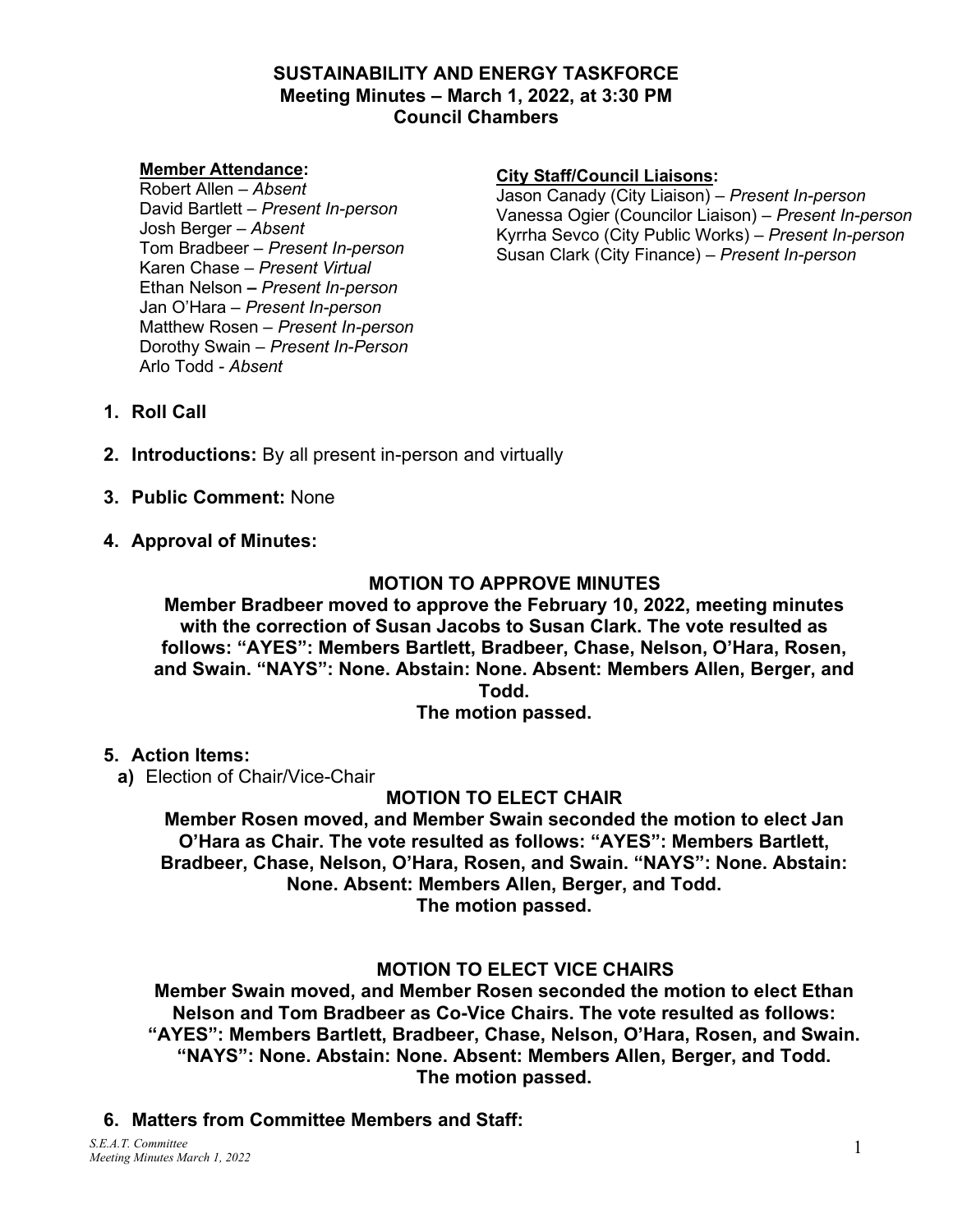# SUSTAINABILITY AND ENERGY TASKFORCE
## Meeting Minutes – March 1, 2022, at 3:30 PM
## Council Chambers

**Member Attendance:**

Robert Allen – *Absent*
David Bartlett – *Present In-person*
Josh Berger – *Absent*
Tom Bradbeer – *Present In-person*
Karen Chase – *Present Virtual*
Ethan Nelson – *Present In-person*
Jan O'Hara – *Present In-person*
Matthew Rosen – *Present In-person*
Dorothy Swain – *Present In-Person*
Arlo Todd - *Absent*

**City Staff/Council Liaisons:**

Jason Canady (City Liaison) – *Present In-person*
Vanessa Ogier (Councilor Liaison) – *Present In-person*
Kyrrha Sevco (City Public Works) – *Present In-person*
Susan Clark (City Finance) – *Present In-person*

1. **Roll Call**
2. **Introductions:** By all present in-person and virtually
3. **Public Comment:** None
4. **Approval of Minutes:**

**MOTION TO APPROVE MINUTES**

**Member Bradbeer moved to approve the February 10, 2022, meeting minutes with the correction of Susan Jacobs to Susan Clark. The vote resulted as follows: "AYES": Members Bartlett, Bradbeer, Chase, Nelson, O'Hara, Rosen, and Swain. "NAYS": None. Abstain: None. Absent: Members Allen, Berger, and Todd.**
**The motion passed.**

5. **Action Items:**
   a) Election of Chair/Vice-Chair

**MOTION TO ELECT CHAIR**

**Member Rosen moved, and Member Swain seconded the motion to elect Jan O'Hara as Chair. The vote resulted as follows: "AYES": Members Bartlett, Bradbeer, Chase, Nelson, O'Hara, Rosen, and Swain. "NAYS": None. Abstain: None. Absent: Members Allen, Berger, and Todd.**
**The motion passed.**

**MOTION TO ELECT VICE CHAIRS**

**Member Swain moved, and Member Rosen seconded the motion to elect Ethan Nelson and Tom Bradbeer as Co-Vice Chairs. The vote resulted as follows: "AYES": Members Bartlett, Bradbeer, Chase, Nelson, O'Hara, Rosen, and Swain. "NAYS": None. Abstain: None. Absent: Members Allen, Berger, and Todd.**
**The motion passed.**

6. **Matters from Committee Members and Staff:**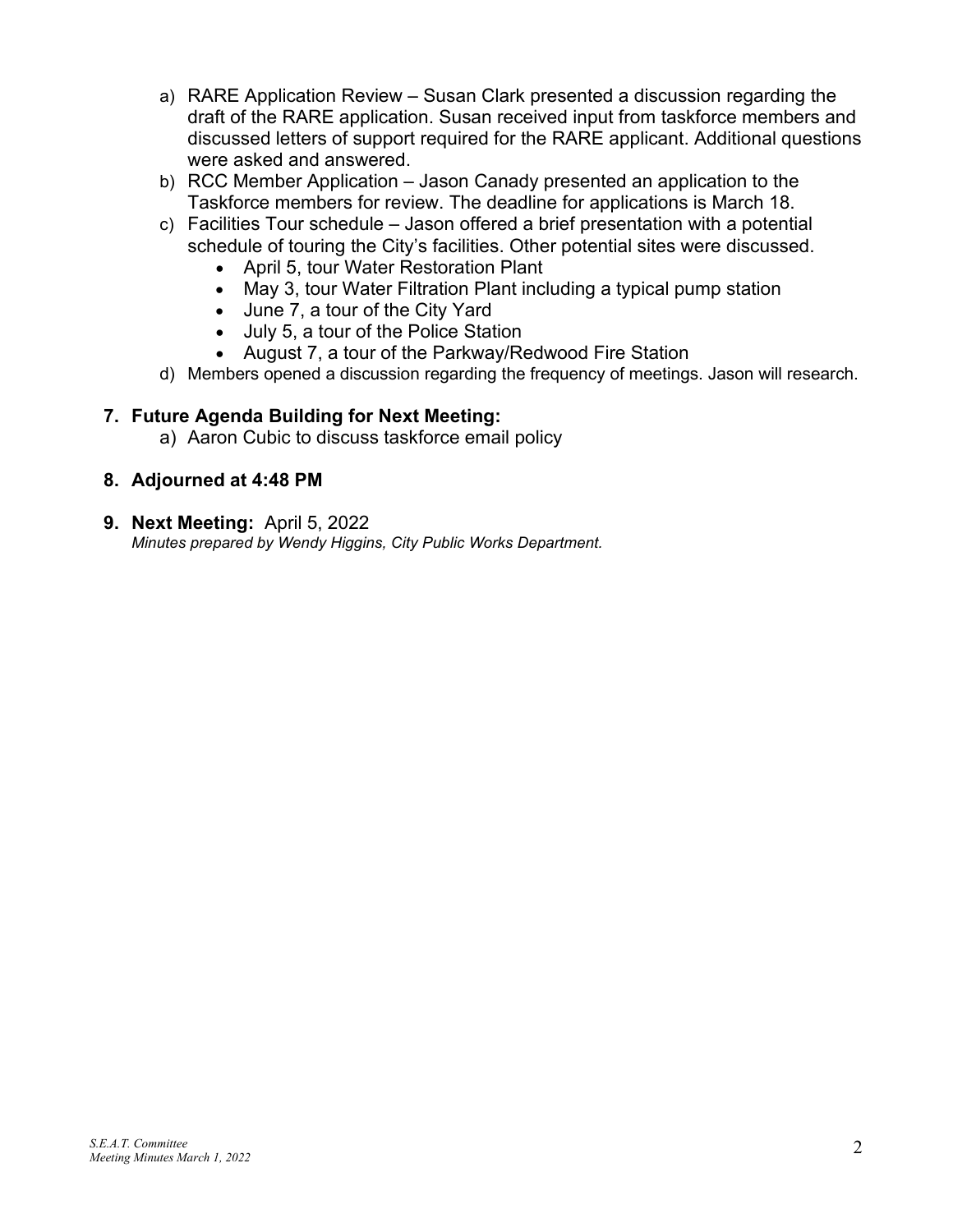a) RARE Application Review – Susan Clark presented a discussion regarding the draft of the RARE application. Susan received input from taskforce members and discussed letters of support required for the RARE applicant. Additional questions were asked and answered.

b) RCC Member Application – Jason Canady presented an application to the Taskforce members for review. The deadline for applications is March 18.

c) Facilities Tour schedule – Jason offered a brief presentation with a potential schedule of touring the City's facilities. Other potential sites were discussed.
   - April 5, tour Water Restoration Plant
   - May 3, tour Water Filtration Plant including a typical pump station
   - June 7, a tour of the City Yard
   - July 5, a tour of the Police Station
   - August 7, a tour of the Parkway/Redwood Fire Station

d) Members opened a discussion regarding the frequency of meetings. Jason will research.

**7. Future Agenda Building for Next Meeting:**

a) Aaron Cubic to discuss taskforce email policy

**8. Adjourned at 4:48 PM**

**9. Next Meeting:** April 5, 2022

*Minutes prepared by Wendy Higgins, City Public Works Department.*